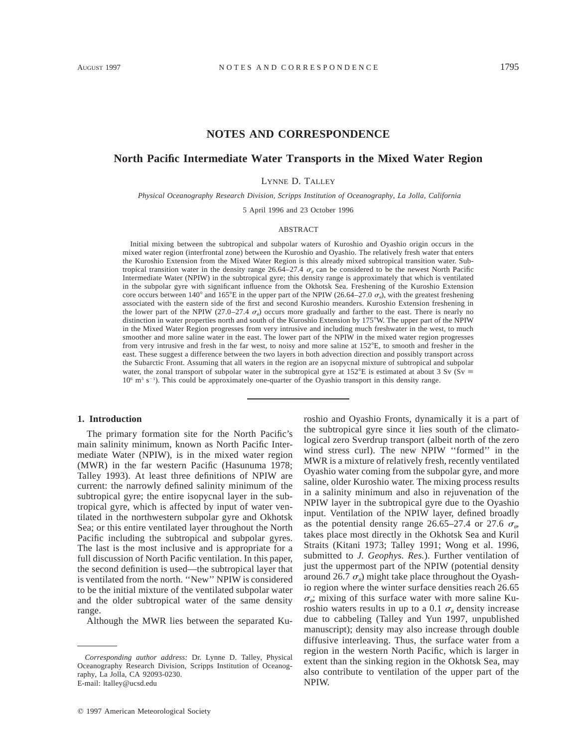NOTES AND CORRESPONDENCE

# North Pacific Intermediate Water Transports in the Mixed Water Region

LYNNE D. TALLEY

*Physical Oceanography Research Division, Scripps Institution of Oceanography, La Jolla, California*

5 April 1996 and 23 October 1996

## ABSTRACT

Initial mixing between the subtropical and subpolar waters of Kuroshio and Oyashio origin occurs in the mixed water region (interfrontal zone) between the Kuroshio and Oyashio. The relatively fresh water that enters the Kuroshio Extension from the Mixed Water Region is this already mixed subtropical transition water. Subtropical transition water in the density range 26.64–27.4 $\sigma_\theta$ can be considered to be the newest North Pacific Intermediate Water (NPIW) in the subtropical gyre; this density range is approximately that which is ventilated in the subpolar gyre with significant influence from the Okhotsk Sea. Freshening of the Kuroshio Extension core occurs between 140° and 165°E in the upper part of the NPIW (26.64–27.0 $\sigma_\theta$), with the greatest freshening associated with the eastern side of the first and second Kuroshio meanders. Kuroshio Extension freshening in the lower part of the NPIW (27.0–27.4 $\sigma_\theta$) occurs more gradually and farther to the east. There is nearly no distinction in water properties north and south of the Kuroshio Extension by 175°W. The upper part of the NPIW in the Mixed Water Region progresses from very intrusive and including much freshwater in the west, to much smoother and more saline water in the east. The lower part of the NPIW in the mixed water region progresses from very intrusive and fresh in the far west, to noisy and more saline at 152°E, to smooth and fresher in the east. These suggest a difference between the two layers in both advection direction and possibly transport across the Subarctic Front. Assuming that all waters in the region are an isopycnal mixture of subtropical and subpolar water, the zonal transport of subpolar water in the subtropical gyre at 152°E is estimated at about 3 Sv (Sv $\equiv$ $10^6$ m$^3$ s$^{-1}$). This could be approximately one-quarter of the Oyashio transport in this density range.

## 1. Introduction

The primary formation site for the North Pacific's main salinity minimum, known as North Pacific Intermediate Water (NPIW), is in the mixed water region (MWR) in the far western Pacific (Hasunuma 1978; Talley 1993). At least three definitions of NPIW are current: the narrowly defined salinity minimum of the subtropical gyre; the entire isopycnal layer in the subtropical gyre, which is affected by input of water ventilated in the northwestern subpolar gyre and Okhotsk Sea; or this entire ventilated layer throughout the North Pacific including the subtropical and subpolar gyres. The last is the most inclusive and is appropriate for a full discussion of North Pacific ventilation. In this paper, the second definition is used—the subtropical layer that is ventilated from the north. ''New'' NPIW is considered to be the initial mixture of the ventilated subpolar water and the older subtropical water of the same density range.

Although the MWR lies between the separated Kuroshio and Oyashio Fronts, dynamically it is a part of the subtropical gyre since it lies south of the climatological zero Sverdrup transport (albeit north of the zero wind stress curl). The new NPIW ''formed'' in the MWR is a mixture of relatively fresh, recently ventilated Oyashio water coming from the subpolar gyre, and more saline, older Kuroshio water. The mixing process results in a salinity minimum and also in rejuvenation of the NPIW layer in the subtropical gyre due to the Oyashio input. Ventilation of the NPIW layer, defined broadly as the potential density range 26.65–27.4 or 27.6 $\sigma_\theta$, takes place most directly in the Okhotsk Sea and Kuril Straits (Kitani 1973; Talley 1991; Wong et al. 1996, submitted to *J. Geophys. Res.*). Further ventilation of just the uppermost part of the NPIW (potential density around 26.7 $\sigma_\theta$) might take place throughout the Oyashio region where the winter surface densities reach 26.65 $\sigma_\theta$; mixing of this surface water with more saline Kuroshio waters results in up to a 0.1 $\sigma_\theta$ density increase due to cabbeling (Talley and Yun 1997, unpublished manuscript); density may also increase through double diffusive interleaving. Thus, the surface water from a region in the western North Pacific, which is larger in extent than the sinking region in the Okhotsk Sea, may also contribute to ventilation of the upper part of the NPIW.

---

*Corresponding author address:* Dr. Lynne D. Talley, Physical Oceanography Research Division, Scripps Institution of Oceanography, La Jolla, CA 92093-0230.
E-mail: ltalley@ucsd.edu

© 1997 American Meteorological Society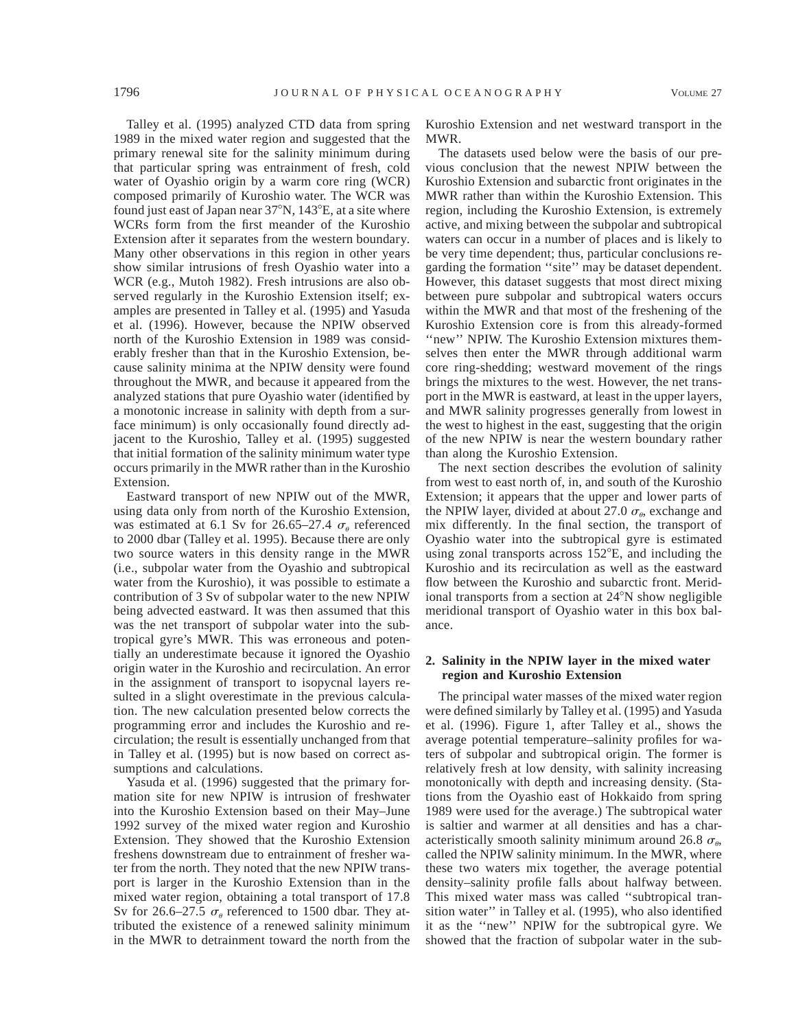Talley et al. (1995) analyzed CTD data from spring 1989 in the mixed water region and suggested that the primary renewal site for the salinity minimum during that particular spring was entrainment of fresh, cold water of Oyashio origin by a warm core ring (WCR) composed primarily of Kuroshio water. The WCR was found just east of Japan near 37°N, 143°E, at a site where WCRs form from the first meander of the Kuroshio Extension after it separates from the western boundary. Many other observations in this region in other years show similar intrusions of fresh Oyashio water into a WCR (e.g., Mutoh 1982). Fresh intrusions are also observed regularly in the Kuroshio Extension itself; examples are presented in Talley et al. (1995) and Yasuda et al. (1996). However, because the NPIW observed north of the Kuroshio Extension in 1989 was considerably fresher than that in the Kuroshio Extension, because salinity minima at the NPIW density were found throughout the MWR, and because it appeared from the analyzed stations that pure Oyashio water (identified by a monotonic increase in salinity with depth from a surface minimum) is only occasionally found directly adjacent to the Kuroshio, Talley et al. (1995) suggested that initial formation of the salinity minimum water type occurs primarily in the MWR rather than in the Kuroshio Extension.

Eastward transport of new NPIW out of the MWR, using data only from north of the Kuroshio Extension, was estimated at 6.1 Sv for 26.65–27.4 $\sigma_\theta$ referenced to 2000 dbar (Talley et al. 1995). Because there are only two source waters in this density range in the MWR (i.e., subpolar water from the Oyashio and subtropical water from the Kuroshio), it was possible to estimate a contribution of 3 Sv of subpolar water to the new NPIW being advected eastward. It was then assumed that this was the net transport of subpolar water into the subtropical gyre's MWR. This was erroneous and potentially an underestimate because it ignored the Oyashio origin water in the Kuroshio and recirculation. An error in the assignment of transport to isopycnal layers resulted in a slight overestimate in the previous calculation. The new calculation presented below corrects the programming error and includes the Kuroshio and recirculation; the result is essentially unchanged from that in Talley et al. (1995) but is now based on correct assumptions and calculations.

Yasuda et al. (1996) suggested that the primary formation site for new NPIW is intrusion of freshwater into the Kuroshio Extension based on their May–June 1992 survey of the mixed water region and Kuroshio Extension. They showed that the Kuroshio Extension freshens downstream due to entrainment of fresher water from the north. They noted that the new NPIW transport is larger in the Kuroshio Extension than in the mixed water region, obtaining a total transport of 17.8 Sv for 26.6–27.5 $\sigma_\theta$ referenced to 1500 dbar. They attributed the existence of a renewed salinity minimum in the MWR to detrainment toward the north from the Kuroshio Extension and net westward transport in the MWR.

The datasets used below were the basis of our previous conclusion that the newest NPIW between the Kuroshio Extension and subarctic front originates in the MWR rather than within the Kuroshio Extension. This region, including the Kuroshio Extension, is extremely active, and mixing between the subpolar and subtropical waters can occur in a number of places and is likely to be very time dependent; thus, particular conclusions regarding the formation "site" may be dataset dependent. However, this dataset suggests that most direct mixing between pure subpolar and subtropical waters occurs within the MWR and that most of the freshening of the Kuroshio Extension core is from this already-formed "new" NPIW. The Kuroshio Extension mixtures themselves then enter the MWR through additional warm core ring-shedding; westward movement of the rings brings the mixtures to the west. However, the net transport in the MWR is eastward, at least in the upper layers, and MWR salinity progresses generally from lowest in the west to highest in the east, suggesting that the origin of the new NPIW is near the western boundary rather than along the Kuroshio Extension.

The next section describes the evolution of salinity from west to east north of, in, and south of the Kuroshio Extension; it appears that the upper and lower parts of the NPIW layer, divided at about 27.0 $\sigma_\theta$, exchange and mix differently. In the final section, the transport of Oyashio water into the subtropical gyre is estimated using zonal transports across 152°E, and including the Kuroshio and its recirculation as well as the eastward flow between the Kuroshio and subarctic front. Meridional transports from a section at 24°N show negligible meridional transport of Oyashio water in this box balance.

## 2. Salinity in the NPIW layer in the mixed water region and Kuroshio Extension

The principal water masses of the mixed water region were defined similarly by Talley et al. (1995) and Yasuda et al. (1996). Figure 1, after Talley et al., shows the average potential temperature–salinity profiles for waters of subpolar and subtropical origin. The former is relatively fresh at low density, with salinity increasing monotonically with depth and increasing density. (Stations from the Oyashio east of Hokkaido from spring 1989 were used for the average.) The subtropical water is saltier and warmer at all densities and has a characteristically smooth salinity minimum around 26.8 $\sigma_\theta$, called the NPIW salinity minimum. In the MWR, where these two waters mix together, the average potential density–salinity profile falls about halfway between. This mixed water mass was called "subtropical transition water" in Talley et al. (1995), who also identified it as the "new" NPIW for the subtropical gyre. We showed that the fraction of subpolar water in the sub-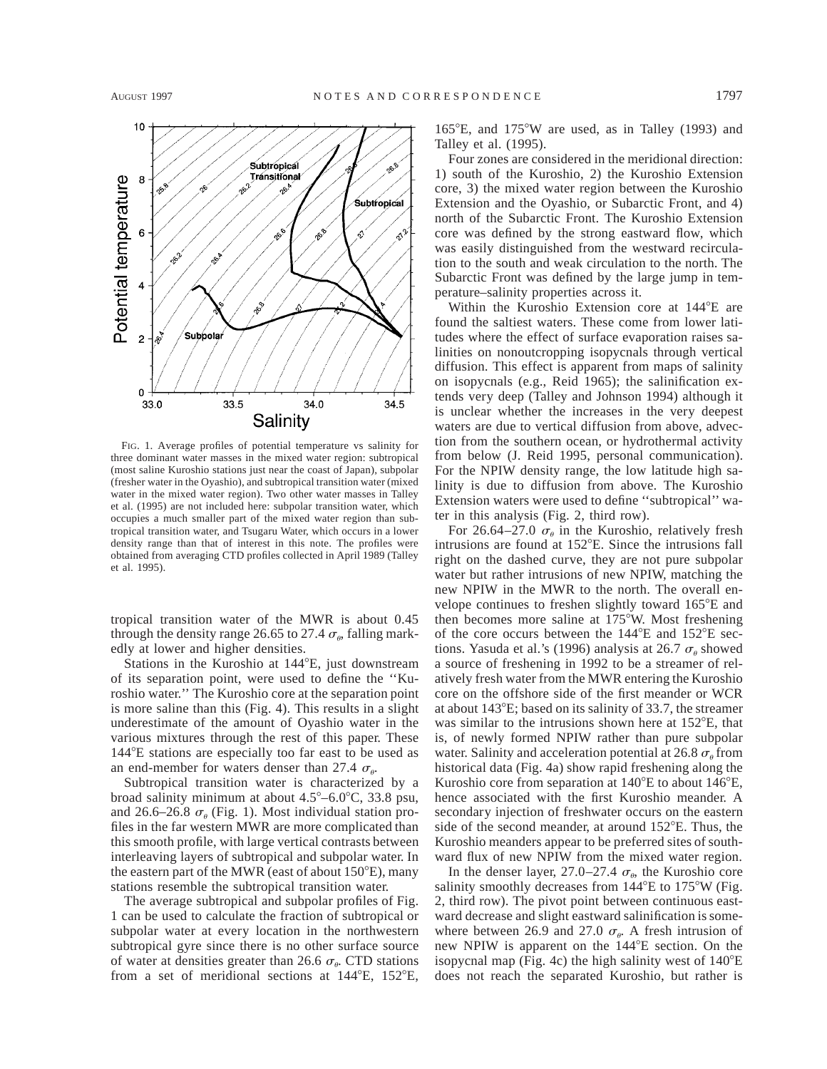FIG. 1. Average profiles of potential temperature vs salinity for three dominant water masses in the mixed water region: subtropical (most saline Kuroshio stations just near the coast of Japan), subpolar (fresher water in the Oyashio), and subtropical transition water (mixed water in the mixed water region). Two other water masses in Talley et al. (1995) are not included here: subpolar transition water, which occupies a much smaller part of the mixed water region than subtropical transition water, and Tsugaru Water, which occurs in a lower density range than that of interest in this note. The profiles were obtained from averaging CTD profiles collected in April 1989 (Talley et al. 1995).

tropical transition water of the MWR is about 0.45 through the density range 26.65 to 27.4 $\sigma_\theta$, falling markedly at lower and higher densities.

Stations in the Kuroshio at 144°E, just downstream of its separation point, were used to define the ''Kuroshio water.'' The Kuroshio core at the separation point is more saline than this (Fig. 4). This results in a slight underestimate of the amount of Oyashio water in the various mixtures through the rest of this paper. These 144°E stations are especially too far east to be used as an end-member for waters denser than 27.4 $\sigma_\theta$.

Subtropical transition water is characterized by a broad salinity minimum at about 4.5°–6.0°C, 33.8 psu, and 26.6–26.8 $\sigma_\theta$ (Fig. 1). Most individual station profiles in the far western MWR are more complicated than this smooth profile, with large vertical contrasts between interleaving layers of subtropical and subpolar water. In the eastern part of the MWR (east of about 150°E), many stations resemble the subtropical transition water.

The average subtropical and subpolar profiles of Fig. 1 can be used to calculate the fraction of subtropical or subpolar water at every location in the northwestern subtropical gyre since there is no other surface source of water at densities greater than 26.6 $\sigma_\theta$. CTD stations from a set of meridional sections at 144°E, 152°E, 165°E, and 175°W are used, as in Talley (1993) and Talley et al. (1995).

Four zones are considered in the meridional direction: 1) south of the Kuroshio, 2) the Kuroshio Extension core, 3) the mixed water region between the Kuroshio Extension and the Oyashio, or Subarctic Front, and 4) north of the Subarctic Front. The Kuroshio Extension core was defined by the strong eastward flow, which was easily distinguished from the westward recirculation to the south and weak circulation to the north. The Subarctic Front was defined by the large jump in temperature–salinity properties across it.

Within the Kuroshio Extension core at 144°E are found the saltiest waters. These come from lower latitudes where the effect of surface evaporation raises salinities on nonoutcropping isopycnals through vertical diffusion. This effect is apparent from maps of salinity on isopycnals (e.g., Reid 1965); the salinification extends very deep (Talley and Johnson 1994) although it is unclear whether the increases in the very deepest waters are due to vertical diffusion from above, advection from the southern ocean, or hydrothermal activity from below (J. Reid 1995, personal communication). For the NPIW density range, the low latitude high salinity is due to diffusion from above. The Kuroshio Extension waters were used to define ''subtropical'' water in this analysis (Fig. 2, third row).

For 26.64–27.0 $\sigma_\theta$ in the Kuroshio, relatively fresh intrusions are found at 152°E. Since the intrusions fall right on the dashed curve, they are not pure subpolar water but rather intrusions of new NPIW, matching the new NPIW in the MWR to the north. The overall envelope continues to freshen slightly toward 165°E and then becomes more saline at 175°W. Most freshening of the core occurs between the 144°E and 152°E sections. Yasuda et al.'s (1996) analysis at 26.7 $\sigma_\theta$ showed a source of freshening in 1992 to be a streamer of relatively fresh water from the MWR entering the Kuroshio core on the offshore side of the first meander or WCR at about 143°E; based on its salinity of 33.7, the streamer was similar to the intrusions shown here at 152°E, that is, of newly formed NPIW rather than pure subpolar water. Salinity and acceleration potential at 26.8 $\sigma_\theta$ from historical data (Fig. 4a) show rapid freshening along the Kuroshio core from separation at 140°E to about 146°E, hence associated with the first Kuroshio meander. A secondary injection of freshwater occurs on the eastern side of the second meander, at around 152°E. Thus, the Kuroshio meanders appear to be preferred sites of southward flux of new NPIW from the mixed water region.

In the denser layer, 27.0–27.4 $\sigma_\theta$, the Kuroshio core salinity smoothly decreases from 144°E to 175°W (Fig. 2, third row). The pivot point between continuous eastward decrease and slight eastward salinification is somewhere between 26.9 and 27.0 $\sigma_\theta$. A fresh intrusion of new NPIW is apparent on the 144°E section. On the isopycnal map (Fig. 4c) the high salinity west of 140°E does not reach the separated Kuroshio, but rather is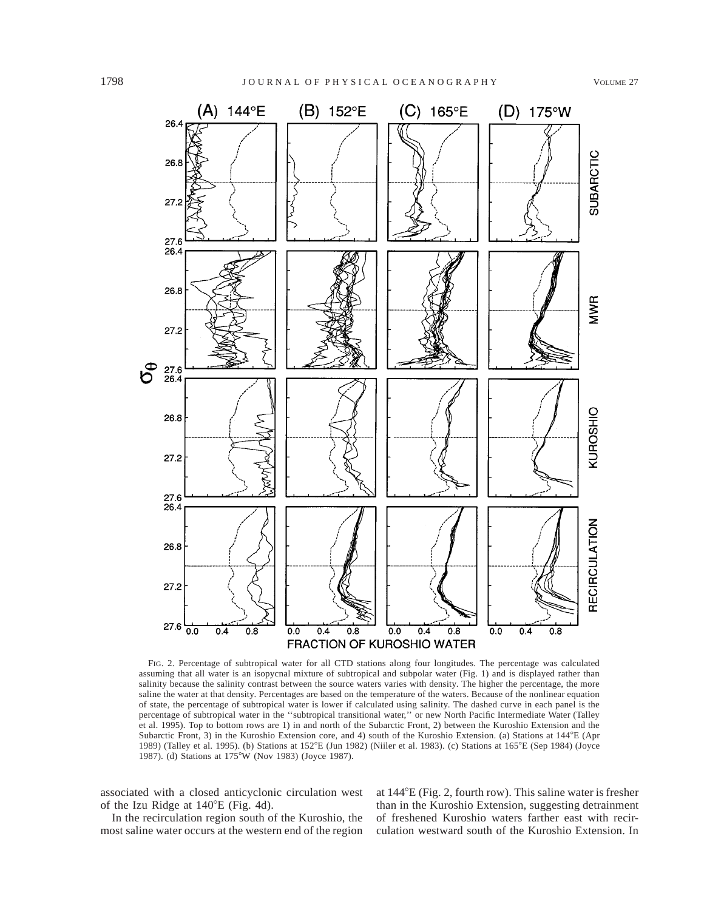FIG. 2. Percentage of subtropical water for all CTD stations along four longitudes. The percentage was calculated assuming that all water is an isopycnal mixture of subtropical and subpolar water (Fig. 1) and is displayed rather than salinity because the salinity contrast between the source waters varies with density. The higher the percentage, the more saline the water at that density. Percentages are based on the temperature of the waters. Because of the nonlinear equation of state, the percentage of subtropical water is lower if calculated using salinity. The dashed curve in each panel is the percentage of subtropical water in the ''subtropical transitional water,'' or new North Pacific Intermediate Water (Talley et al. 1995). Top to bottom rows are 1) in and north of the Subarctic Front, 2) between the Kuroshio Extension and the Subarctic Front, 3) in the Kuroshio Extension core, and 4) south of the Kuroshio Extension. (a) Stations at 144°E (Apr 1989) (Talley et al. 1995). (b) Stations at 152°E (Jun 1982) (Niiler et al. 1983). (c) Stations at 165°E (Sep 1984) (Joyce 1987). (d) Stations at 175°W (Nov 1983) (Joyce 1987).

associated with a closed anticyclonic circulation west of the Izu Ridge at 140°E (Fig. 4d).

In the recirculation region south of the Kuroshio, the most saline water occurs at the western end of the region at 144°E (Fig. 2, fourth row). This saline water is fresher than in the Kuroshio Extension, suggesting detrainment of freshened Kuroshio waters farther east with recirculation westward south of the Kuroshio Extension. In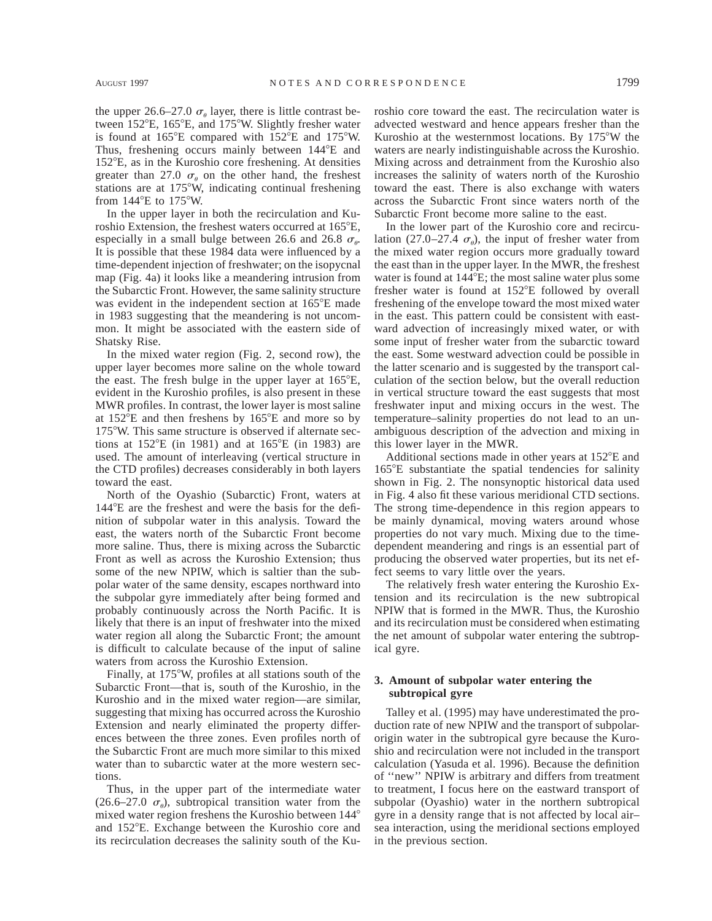the upper 26.6–27.0 $\sigma_\theta$ layer, there is little contrast between 152°E, 165°E, and 175°W. Slightly fresher water is found at 165°E compared with 152°E and 175°W. Thus, freshening occurs mainly between 144°E and 152°E, as in the Kuroshio core freshening. At densities greater than 27.0 $\sigma_\theta$ on the other hand, the freshest stations are at 175°W, indicating continual freshening from 144°E to 175°W.

In the upper layer in both the recirculation and Kuroshio Extension, the freshest waters occurred at 165°E, especially in a small bulge between 26.6 and 26.8 $\sigma_\theta$. It is possible that these 1984 data were influenced by a time-dependent injection of freshwater; on the isopycnal map (Fig. 4a) it looks like a meandering intrusion from the Subarctic Front. However, the same salinity structure was evident in the independent section at 165°E made in 1983 suggesting that the meandering is not uncommon. It might be associated with the eastern side of Shatsky Rise.

In the mixed water region (Fig. 2, second row), the upper layer becomes more saline on the whole toward the east. The fresh bulge in the upper layer at 165°E, evident in the Kuroshio profiles, is also present in these MWR profiles. In contrast, the lower layer is most saline at 152°E and then freshens by 165°E and more so by 175°W. This same structure is observed if alternate sections at 152°E (in 1981) and at 165°E (in 1983) are used. The amount of interleaving (vertical structure in the CTD profiles) decreases considerably in both layers toward the east.

North of the Oyashio (Subarctic) Front, waters at 144°E are the freshest and were the basis for the definition of subpolar water in this analysis. Toward the east, the waters north of the Subarctic Front become more saline. Thus, there is mixing across the Subarctic Front as well as across the Kuroshio Extension; thus some of the new NPIW, which is saltier than the subpolar water of the same density, escapes northward into the subpolar gyre immediately after being formed and probably continuously across the North Pacific. It is likely that there is an input of freshwater into the mixed water region all along the Subarctic Front; the amount is difficult to calculate because of the input of saline waters from across the Kuroshio Extension.

Finally, at 175°W, profiles at all stations south of the Subarctic Front—that is, south of the Kuroshio, in the Kuroshio and in the mixed water region—are similar, suggesting that mixing has occurred across the Kuroshio Extension and nearly eliminated the property differences between the three zones. Even profiles north of the Subarctic Front are much more similar to this mixed water than to subarctic water at the more western sections.

Thus, in the upper part of the intermediate water (26.6–27.0 $\sigma_\theta$), subtropical transition water from the mixed water region freshens the Kuroshio between 144° and 152°E. Exchange between the Kuroshio core and its recirculation decreases the salinity south of the Kuroshio core toward the east. The recirculation water is advected westward and hence appears fresher than the Kuroshio at the westernmost locations. By 175°W the waters are nearly indistinguishable across the Kuroshio. Mixing across and detrainment from the Kuroshio also increases the salinity of waters north of the Kuroshio toward the east. There is also exchange with waters across the Subarctic Front since waters north of the Subarctic Front become more saline to the east.

In the lower part of the Kuroshio core and recirculation (27.0–27.4 $\sigma_\theta$), the input of fresher water from the mixed water region occurs more gradually toward the east than in the upper layer. In the MWR, the freshest water is found at 144°E; the most saline water plus some fresher water is found at 152°E followed by overall freshening of the envelope toward the most mixed water in the east. This pattern could be consistent with eastward advection of increasingly mixed water, or with some input of fresher water from the subarctic toward the east. Some westward advection could be possible in the latter scenario and is suggested by the transport calculation of the section below, but the overall reduction in vertical structure toward the east suggests that most freshwater input and mixing occurs in the west. The temperature–salinity properties do not lead to an unambiguous description of the advection and mixing in this lower layer in the MWR.

Additional sections made in other years at 152°E and 165°E substantiate the spatial tendencies for salinity shown in Fig. 2. The nonsynoptic historical data used in Fig. 4 also fit these various meridional CTD sections. The strong time-dependence in this region appears to be mainly dynamical, moving waters around whose properties do not vary much. Mixing due to the time-dependent meandering and rings is an essential part of producing the observed water properties, but its net effect seems to vary little over the years.

The relatively fresh water entering the Kuroshio Extension and its recirculation is the new subtropical NPIW that is formed in the MWR. Thus, the Kuroshio and its recirculation must be considered when estimating the net amount of subpolar water entering the subtropical gyre.

## 3. Amount of subpolar water entering the subtropical gyre

Talley et al. (1995) may have underestimated the production rate of new NPIW and the transport of subpolar-origin water in the subtropical gyre because the Kuroshio and recirculation were not included in the transport calculation (Yasuda et al. 1996). Because the definition of ''new'' NPIW is arbitrary and differs from treatment to treatment, I focus here on the eastward transport of subpolar (Oyashio) water in the northern subtropical gyre in a density range that is not affected by local air–sea interaction, using the meridional sections employed in the previous section.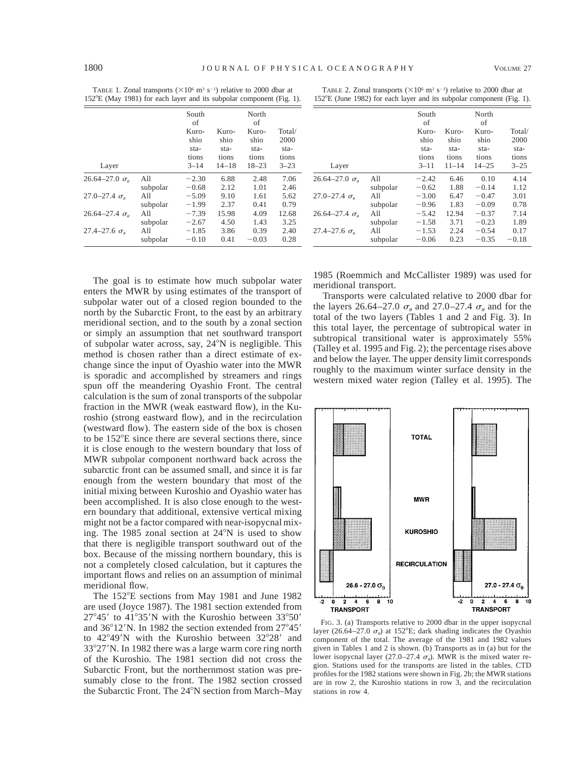TABLE 1. Zonal transports ($\times10^6$ m$^3$ s$^{-1}$) relative to 2000 dbar at 152°E (May 1981) for each layer and its subpolar component (Fig. 1).

| Layer | | South of Kuroshio stations 3–14 | Kuroshio stations 14–18 | North of Kuroshio stations 18–23 | Total/2000 stations 3–23 |
|---|---|---|---|---|---|
| 26.64–27.0 $\sigma_\theta$ | All | −2.30 | 6.88 | 2.48 | 7.06 |
| | subpolar | −0.68 | 2.12 | 1.01 | 2.46 |
| 27.0–27.4 $\sigma_\theta$ | All | −5.09 | 9.10 | 1.61 | 5.62 |
| | subpolar | −1.99 | 2.37 | 0.41 | 0.79 |
| 26.64–27.4 $\sigma_\theta$ | All | −7.39 | 15.98 | 4.09 | 12.68 |
| | subpolar | −2.67 | 4.50 | 1.43 | 3.25 |
| 27.4–27.6 $\sigma_\theta$ | All | −1.85 | 3.86 | 0.39 | 2.40 |
| | subpolar | −0.10 | 0.41 | −0.03 | 0.28 |

TABLE 2. Zonal transports ($\times10^6$ m$^3$ s$^{-1}$) relative to 2000 dbar at 152°E (June 1982) for each layer and its subpolar component (Fig. 1).

| Layer | | South of Kuroshio stations 3–11 | Kuroshio stations 11–14 | North of Kuroshio stations 14–25 | Total/2000 stations 3–25 |
|---|---|---|---|---|---|
| 26.64–27.0 $\sigma_\theta$ | All | −2.42 | 6.46 | 0.10 | 4.14 |
| | subpolar | −0.62 | 1.88 | −0.14 | 1.12 |
| 27.0–27.4 $\sigma_\theta$ | All | −3.00 | 6.47 | −0.47 | 3.01 |
| | subpolar | −0.96 | 1.83 | −0.09 | 0.78 |
| 26.64–27.4 $\sigma_\theta$ | All | −5.42 | 12.94 | −0.37 | 7.14 |
| | subpolar | −1.58 | 3.71 | −0.23 | 1.89 |
| 27.4–27.6 $\sigma_\theta$ | All | −1.53 | 2.24 | −0.54 | 0.17 |
| | subpolar | −0.06 | 0.23 | −0.35 | −0.18 |

The goal is to estimate how much subpolar water enters the MWR by using estimates of the transport of subpolar water out of a closed region bounded to the north by the Subarctic Front, to the east by an arbitrary meridional section, and to the south by a zonal section or simply an assumption that net southward transport of subpolar water across, say, 24°N is negligible. This method is chosen rather than a direct estimate of exchange since the input of Oyashio water into the MWR is sporadic and accomplished by streamers and rings spun off the meandering Oyashio Front. The central calculation is the sum of zonal transports of the subpolar fraction in the MWR (weak eastward flow), in the Kuroshio (strong eastward flow), and in the recirculation (westward flow). The eastern side of the box is chosen to be 152°E since there are several sections there, since it is close enough to the western boundary that loss of MWR subpolar component northward back across the subarctic front can be assumed small, and since it is far enough from the western boundary that most of the initial mixing between Kuroshio and Oyashio water has been accomplished. It is also close enough to the western boundary that additional, extensive vertical mixing might not be a factor compared with near-isopycnal mixing. The 1985 zonal section at 24°N is used to show that there is negligible transport southward out of the box. Because of the missing northern boundary, this is not a completely closed calculation, but it captures the important flows and relies on an assumption of minimal meridional flow.

The 152°E sections from May 1981 and June 1982 are used (Joyce 1987). The 1981 section extended from 27°45′ to 41°35′N with the Kuroshio between 33°50′ and 36°12′N. In 1982 the section extended from 27°45′ to 42°49′N with the Kuroshio between 32°28′ and 33°27′N. In 1982 there was a large warm core ring north of the Kuroshio. The 1981 section did not cross the Subarctic Front, but the northernmost station was presumably close to the front. The 1982 section crossed the Subarctic Front. The 24°N section from March–May 1985 (Roemmich and McCallister 1989) was used for meridional transport.

Transports were calculated relative to 2000 dbar for the layers 26.64–27.0 $\sigma_\theta$ and 27.0–27.4 $\sigma_\theta$ and for the total of the two layers (Tables 1 and 2 and Fig. 3). In this total layer, the percentage of subtropical water in subtropical transitional water is approximately 55% (Talley et al. 1995 and Fig. 2); the percentage rises above and below the layer. The upper density limit corresponds roughly to the maximum winter surface density in the western mixed water region (Talley et al. 1995). The

FIG. 3. (a) Transports relative to 2000 dbar in the upper isopycnal layer (26.64–27.0 $\sigma_\theta$) at 152°E; dark shading indicates the Oyashio component of the total. The average of the 1981 and 1982 values given in Tables 1 and 2 is shown. (b) Transports as in (a) but for the lower isopycnal layer (27.0–27.4 $\sigma_\theta$). MWR is the mixed water region. Stations used for the transports are listed in the tables. CTD profiles for the 1982 stations were shown in Fig. 2b; the MWR stations are in row 2, the Kuroshio stations in row 3, and the recirculation stations in row 4.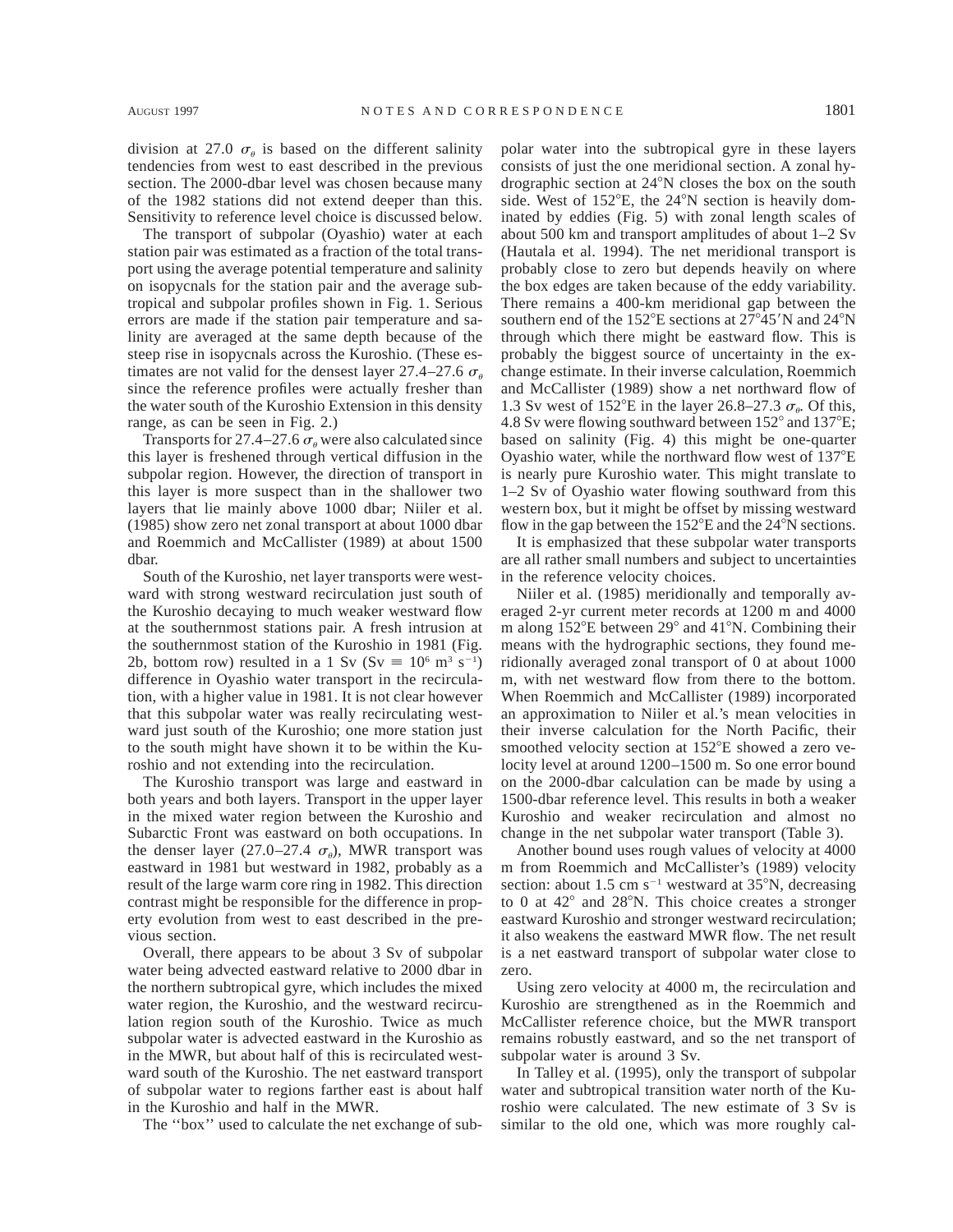division at 27.0 $\sigma_\theta$ is based on the different salinity tendencies from west to east described in the previous section. The 2000-dbar level was chosen because many of the 1982 stations did not extend deeper than this. Sensitivity to reference level choice is discussed below.

The transport of subpolar (Oyashio) water at each station pair was estimated as a fraction of the total transport using the average potential temperature and salinity on isopycnals for the station pair and the average subtropical and subpolar profiles shown in Fig. 1. Serious errors are made if the station pair temperature and salinity are averaged at the same depth because of the steep rise in isopycnals across the Kuroshio. (These estimates are not valid for the densest layer 27.4–27.6 $\sigma_\theta$ since the reference profiles were actually fresher than the water south of the Kuroshio Extension in this density range, as can be seen in Fig. 2.)

Transports for 27.4–27.6 $\sigma_\theta$ were also calculated since this layer is freshened through vertical diffusion in the subpolar region. However, the direction of transport in this layer is more suspect than in the shallower two layers that lie mainly above 1000 dbar; Niiler et al. (1985) show zero net zonal transport at about 1000 dbar and Roemmich and McCallister (1989) at about 1500 dbar.

South of the Kuroshio, net layer transports were westward with strong westward recirculation just south of the Kuroshio decaying to much weaker westward flow at the southernmost stations pair. A fresh intrusion at the southernmost station of the Kuroshio in 1981 (Fig. 2b, bottom row) resulted in a 1 Sv (Sv $\equiv 10^6$ m$^3$ s$^{-1}$) difference in Oyashio water transport in the recirculation, with a higher value in 1981. It is not clear however that this subpolar water was really recirculating westward just south of the Kuroshio; one more station just to the south might have shown it to be within the Kuroshio and not extending into the recirculation.

The Kuroshio transport was large and eastward in both years and both layers. Transport in the upper layer in the mixed water region between the Kuroshio and Subarctic Front was eastward on both occupations. In the denser layer (27.0–27.4 $\sigma_\theta$), MWR transport was eastward in 1981 but westward in 1982, probably as a result of the large warm core ring in 1982. This direction contrast might be responsible for the difference in property evolution from west to east described in the previous section.

Overall, there appears to be about 3 Sv of subpolar water being advected eastward relative to 2000 dbar in the northern subtropical gyre, which includes the mixed water region, the Kuroshio, and the westward recirculation region south of the Kuroshio. Twice as much subpolar water is advected eastward in the Kuroshio as in the MWR, but about half of this is recirculated westward south of the Kuroshio. The net eastward transport of subpolar water to regions farther east is about half in the Kuroshio and half in the MWR.

The "box" used to calculate the net exchange of subpolar water into the subtropical gyre in these layers consists of just the one meridional section. A zonal hydrographic section at 24°N closes the box on the south side. West of 152°E, the 24°N section is heavily dominated by eddies (Fig. 5) with zonal length scales of about 500 km and transport amplitudes of about 1–2 Sv (Hautala et al. 1994). The net meridional transport is probably close to zero but depends heavily on where the box edges are taken because of the eddy variability. There remains a 400-km meridional gap between the southern end of the 152°E sections at 27°45′N and 24°N through which there might be eastward flow. This is probably the biggest source of uncertainty in the exchange estimate. In their inverse calculation, Roemmich and McCallister (1989) show a net northward flow of 1.3 Sv west of 152°E in the layer 26.8–27.3 $\sigma_\theta$. Of this, 4.8 Sv were flowing southward between 152° and 137°E; based on salinity (Fig. 4) this might be one-quarter Oyashio water, while the northward flow west of 137°E is nearly pure Kuroshio water. This might translate to 1–2 Sv of Oyashio water flowing southward from this western box, but it might be offset by missing westward flow in the gap between the 152°E and the 24°N sections.

It is emphasized that these subpolar water transports are all rather small numbers and subject to uncertainties in the reference velocity choices.

Niiler et al. (1985) meridionally and temporally averaged 2-yr current meter records at 1200 m and 4000 m along 152°E between 29° and 41°N. Combining their means with the hydrographic sections, they found meridionally averaged zonal transport of 0 at about 1000 m, with net westward flow from there to the bottom. When Roemmich and McCallister (1989) incorporated an approximation to Niiler et al.'s mean velocities in their inverse calculation for the North Pacific, their smoothed velocity section at 152°E showed a zero velocity level at around 1200–1500 m. So one error bound on the 2000-dbar calculation can be made by using a 1500-dbar reference level. This results in both a weaker Kuroshio and weaker recirculation and almost no change in the net subpolar water transport (Table 3).

Another bound uses rough values of velocity at 4000 m from Roemmich and McCallister's (1989) velocity section: about 1.5 cm s$^{-1}$ westward at 35°N, decreasing to 0 at 42° and 28°N. This choice creates a stronger eastward Kuroshio and stronger westward recirculation; it also weakens the eastward MWR flow. The net result is a net eastward transport of subpolar water close to zero.

Using zero velocity at 4000 m, the recirculation and Kuroshio are strengthened as in the Roemmich and McCallister reference choice, but the MWR transport remains robustly eastward, and so the net transport of subpolar water is around 3 Sv.

In Talley et al. (1995), only the transport of subpolar water and subtropical transition water north of the Kuroshio were calculated. The new estimate of 3 Sv is similar to the old one, which was more roughly cal-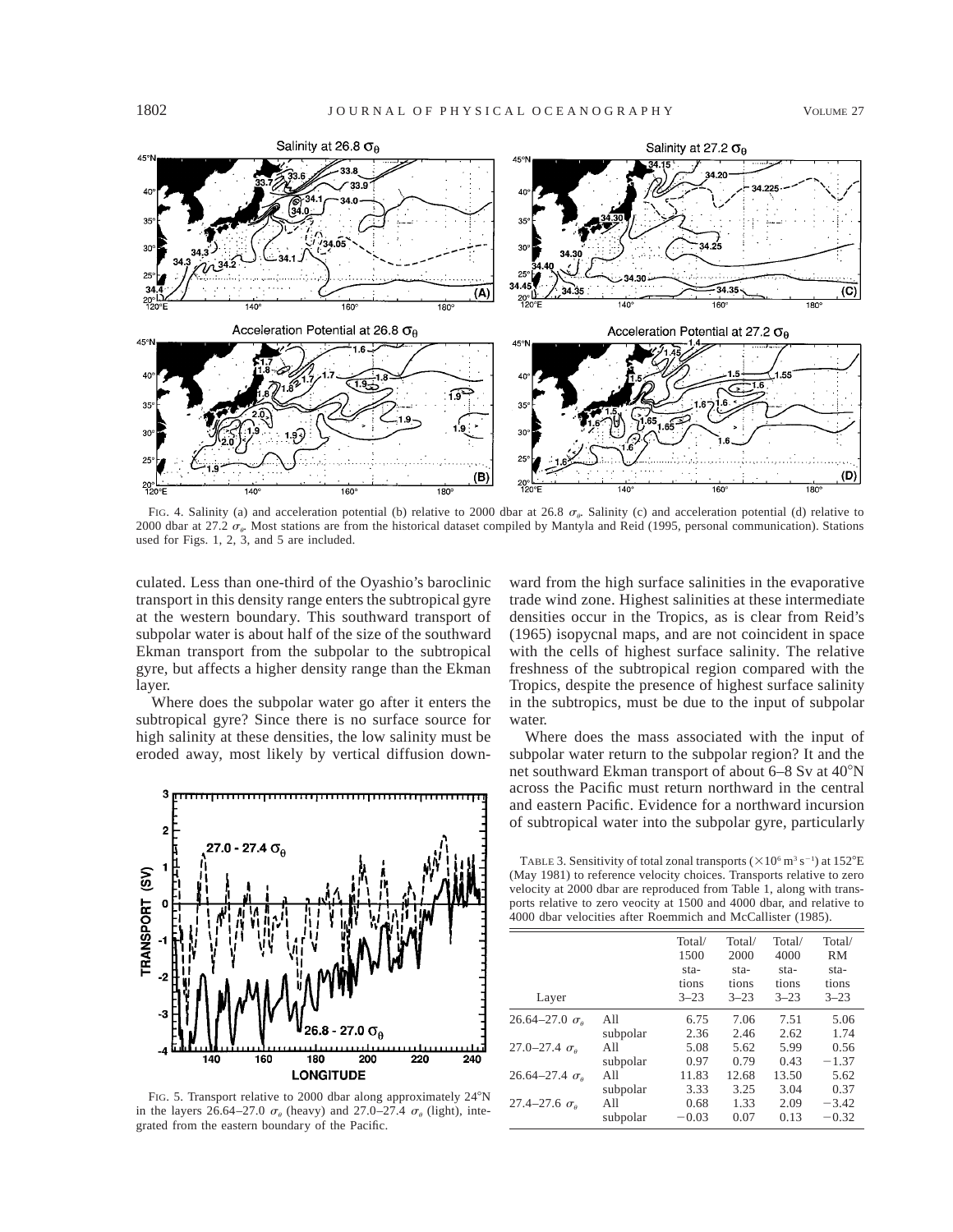FIG. 4. Salinity (a) and acceleration potential (b) relative to 2000 dbar at 26.8 $\sigma_\theta$. Salinity (c) and acceleration potential (d) relative to 2000 dbar at 27.2 $\sigma_\theta$. Most stations are from the historical dataset compiled by Mantyla and Reid (1995, personal communication). Stations used for Figs. 1, 2, 3, and 5 are included.

culated. Less than one-third of the Oyashio's baroclinic transport in this density range enters the subtropical gyre at the western boundary. This southward transport of subpolar water is about half of the size of the southward Ekman transport from the subpolar to the subtropical gyre, but affects a higher density range than the Ekman layer.

Where does the subpolar water go after it enters the subtropical gyre? Since there is no surface source for high salinity at these densities, the low salinity must be eroded away, most likely by vertical diffusion downward from the high surface salinities in the evaporative trade wind zone. Highest salinities at these intermediate densities occur in the Tropics, as is clear from Reid's (1965) isopycnal maps, and are not coincident in space with the cells of highest surface salinity. The relative freshness of the subtropical region compared with the Tropics, despite the presence of highest surface salinity in the subtropics, must be due to the input of subpolar water.

FIG. 5. Transport relative to 2000 dbar along approximately 24°N in the layers 26.64–27.0 $\sigma_\theta$ (heavy) and 27.0–27.4 $\sigma_\theta$ (light), integrated from the eastern boundary of the Pacific.

Where does the mass associated with the input of subpolar water return to the subpolar region? It and the net southward Ekman transport of about 6–8 Sv at 40°N across the Pacific must return northward in the central and eastern Pacific. Evidence for a northward incursion of subtropical water into the subpolar gyre, particularly

TABLE 3. Sensitivity of total zonal transports ($\times 10^6$ m$^3$ s$^{-1}$) at 152°E (May 1981) to reference velocity choices. Transports relative to zero velocity at 2000 dbar are reproduced from Table 1, along with transports relative to zero veocity at 1500 and 4000 dbar, and relative to 4000 dbar velocities after Roemmich and McCallister (1985).

| Layer | | Total/ 1500 stations 3–23 | Total/ 2000 stations 3–23 | Total/ 4000 stations 3–23 | Total/ RM stations 3–23 |
|---|---|---|---|---|---|
| 26.64–27.0 $\sigma_\theta$ | All | 6.75 | 7.06 | 7.51 | 5.06 |
| | subpolar | 2.36 | 2.46 | 2.62 | 1.74 |
| 27.0–27.4 $\sigma_\theta$ | All | 5.08 | 5.62 | 5.99 | 0.56 |
| | subpolar | 0.97 | 0.79 | 0.43 | −1.37 |
| 26.64–27.4 $\sigma_\theta$ | All | 11.83 | 12.68 | 13.50 | 5.62 |
| | subpolar | 3.33 | 3.25 | 3.04 | 0.37 |
| 27.4–27.6 $\sigma_\theta$ | All | 0.68 | 1.33 | 2.09 | −3.42 |
| | subpolar | −0.03 | 0.07 | 0.13 | −0.32 |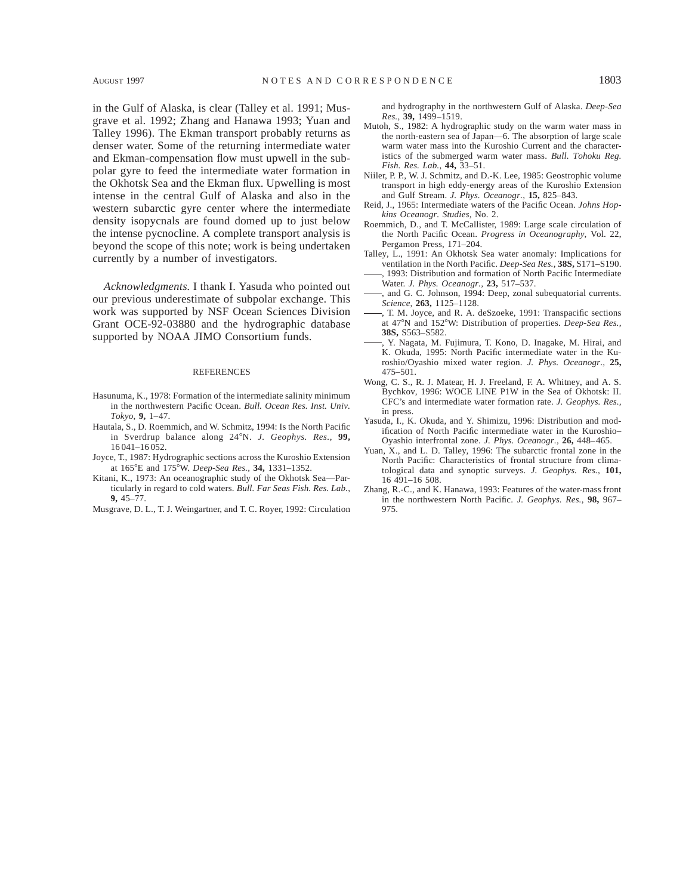in the Gulf of Alaska, is clear (Talley et al. 1991; Musgrave et al. 1992; Zhang and Hanawa 1993; Yuan and Talley 1996). The Ekman transport probably returns as denser water. Some of the returning intermediate water and Ekman-compensation flow must upwell in the subpolar gyre to feed the intermediate water formation in the Okhotsk Sea and the Ekman flux. Upwelling is most intense in the central Gulf of Alaska and also in the western subarctic gyre center where the intermediate density isopycnals are found domed up to just below the intense pycnocline. A complete transport analysis is beyond the scope of this note; work is being undertaken currently by a number of investigators.

*Acknowledgments.* I thank I. Yasuda who pointed out our previous underestimate of subpolar exchange. This work was supported by NSF Ocean Sciences Division Grant OCE-92-03880 and the hydrographic database supported by NOAA JIMO Consortium funds.

## REFERENCES

Hasunuma, K., 1978: Formation of the intermediate salinity minimum in the northwestern Pacific Ocean. *Bull. Ocean Res. Inst. Univ. Tokyo,* **9,** 1–47.

Hautala, S., D. Roemmich, and W. Schmitz, 1994: Is the North Pacific in Sverdrup balance along 24°N. *J. Geophys. Res.,* **99,** 16 041–16 052.

Joyce, T., 1987: Hydrographic sections across the Kuroshio Extension at 165°E and 175°W. *Deep-Sea Res.,* **34,** 1331–1352.

Kitani, K., 1973: An oceanographic study of the Okhotsk Sea—Particularly in regard to cold waters. *Bull. Far Seas Fish. Res. Lab.,* **9,** 45–77.

Musgrave, D. L., T. J. Weingartner, and T. C. Royer, 1992: Circulation and hydrography in the northwestern Gulf of Alaska. *Deep-Sea Res.,* **39,** 1499–1519.

Mutoh, S., 1982: A hydrographic study on the warm water mass in the north-eastern sea of Japan—6. The absorption of large scale warm water mass into the Kuroshio Current and the characteristics of the submerged warm water mass. *Bull. Tohoku Reg. Fish. Res. Lab.,* **44,** 33–51.

Niiler, P. P., W. J. Schmitz, and D.-K. Lee, 1985: Geostrophic volume transport in high eddy-energy areas of the Kuroshio Extension and Gulf Stream. *J. Phys. Oceanogr.,* **15,** 825–843.

Reid, J., 1965: Intermediate waters of the Pacific Ocean. *Johns Hopkins Oceanogr. Studies,* No. 2.

Roemmich, D., and T. McCallister, 1989: Large scale circulation of the North Pacific Ocean. *Progress in Oceanography,* Vol. 22, Pergamon Press, 171–204.

Talley, L., 1991: An Okhotsk Sea water anomaly: Implications for ventilation in the North Pacific. *Deep-Sea Res.,* **38S,** S171–S190.

——, 1993: Distribution and formation of North Pacific Intermediate Water. *J. Phys. Oceanogr.,* **23,** 517–537.

——, and G. C. Johnson, 1994: Deep, zonal subequatorial currents. *Science,* **263,** 1125–1128.

——, T. M. Joyce, and R. A. deSzoeke, 1991: Transpacific sections at 47°N and 152°W: Distribution of properties. *Deep-Sea Res.,* **38S,** S563–S582.

——, Y. Nagata, M. Fujimura, T. Kono, D. Inagake, M. Hirai, and K. Okuda, 1995: North Pacific intermediate water in the Kuroshio/Oyashio mixed water region. *J. Phys. Oceanogr.,* **25,** 475–501.

Wong, C. S., R. J. Matear, H. J. Freeland, F. A. Whitney, and A. S. Bychkov, 1996: WOCE LINE P1W in the Sea of Okhotsk: II. CFC's and intermediate water formation rate. *J. Geophys. Res.,* in press.

Yasuda, I., K. Okuda, and Y. Shimizu, 1996: Distribution and modification of North Pacific intermediate water in the Kuroshio–Oyashio interfrontal zone. *J. Phys. Oceanogr.,* **26,** 448–465.

Yuan, X., and L. D. Talley, 1996: The subarctic frontal zone in the North Pacific: Characteristics of frontal structure from climatological data and synoptic surveys. *J. Geophys. Res.,* **101,** 16 491–16 508.

Zhang, R.-C., and K. Hanawa, 1993: Features of the water-mass front in the northwestern North Pacific. *J. Geophys. Res.,* **98,** 967–975.